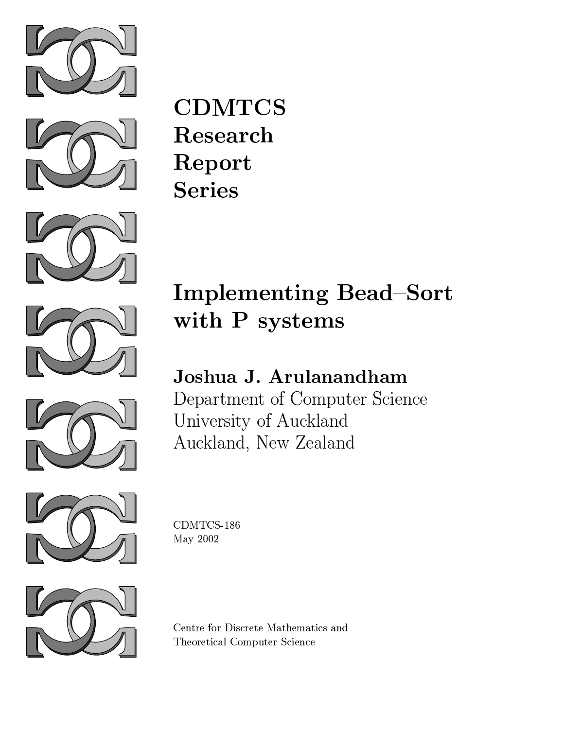# CDMTCS Research Report Series

# Implementing Bead–Sort with P systems

**Joshua J. Arulanandham**
Department of Computer Science
University of Auckland
Auckland, New Zealand

CDMTCS-186
May 2002

Centre for Discrete Mathematics and
Theoretical Computer Science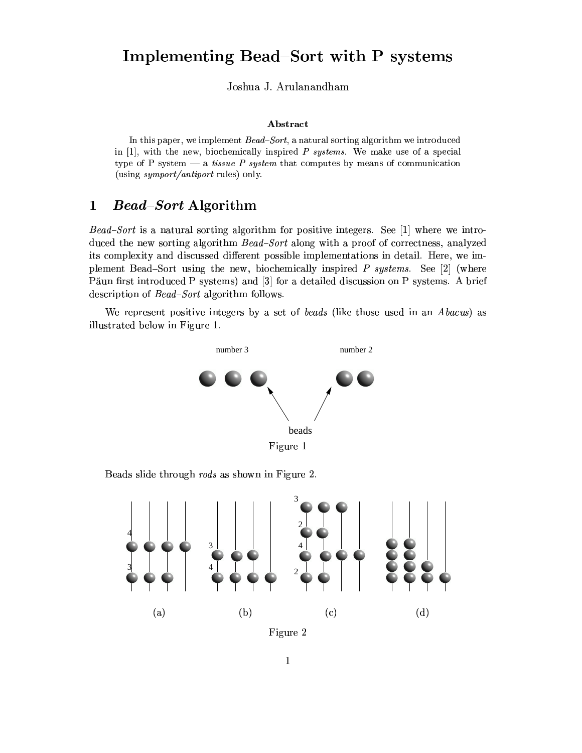# Implementing Bead–Sort with P systems

Joshua J. Arulanandham

### Abstract

In this paper, we implement *Bead–Sort*, a natural sorting algorithm we introduced in [1], with the new, biochemically inspired *P systems*. We make use of a special type of P system — a *tissue P system* that computes by means of communication (using *symport/antiport* rules) only.

## 1 *Bead–Sort* Algorithm

*Bead–Sort* is a natural sorting algorithm for positive integers. See [1] where we introduced the new sorting algorithm *Bead–Sort* along with a proof of correctness, analyzed its complexity and discussed different possible implementations in detail. Here, we implement Bead–Sort using the new, biochemically inspired *P systems*. See [2] (where Păun first introduced P systems) and [3] for a detailed discussion on P systems. A brief description of *Bead–Sort* algorithm follows.

We represent positive integers by a set of *beads* (like those used in an *Abacus*) as illustrated below in Figure 1.

number 3

number 2

beads

Figure 1

Beads slide through *rods* as shown in Figure 2.

4

3

(a)

3

4

(b)

3

2

4

2

(c)

(d)

Figure 2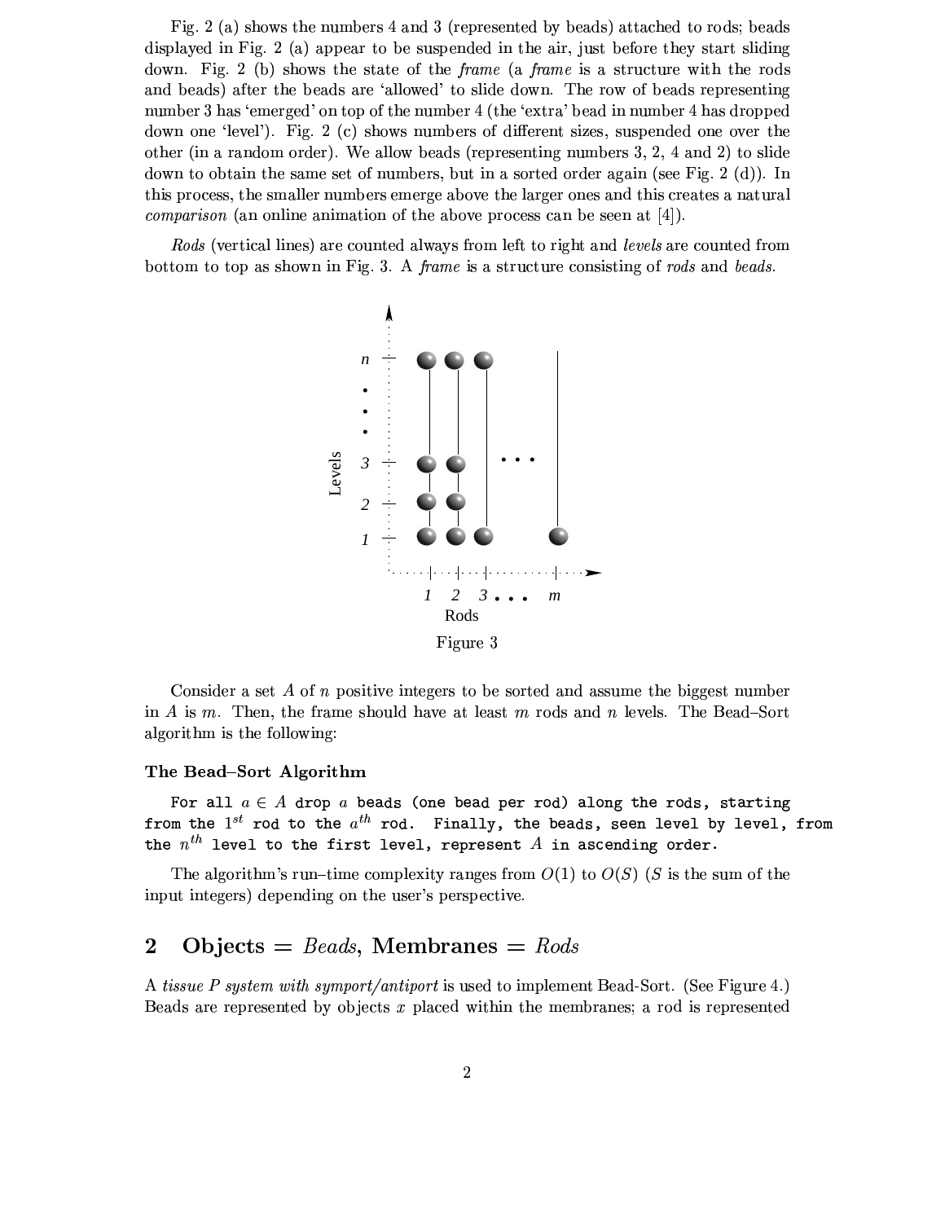Fig. 2 (a) shows the numbers 4 and 3 (represented by beads) attached to rods; beads displayed in Fig. 2 (a) appear to be suspended in the air, just before they start sliding down. Fig. 2 (b) shows the state of the *frame* (a *frame* is a structure with the rods and beads) after the beads are 'allowed' to slide down. The row of beads representing number 3 has 'emerged' on top of the number 4 (the 'extra' bead in number 4 has dropped down one 'level'). Fig. 2 (c) shows numbers of different sizes, suspended one over the other (in a random order). We allow beads (representing numbers 3, 2, 4 and 2) to slide down to obtain the same set of numbers, but in a sorted order again (see Fig. 2 (d)). In this process, the smaller numbers emerge above the larger ones and this creates a natural *comparison* (an online animation of the above process can be seen at [4]).

*Rods* (vertical lines) are counted always from left to right and *levels* are counted from bottom to top as shown in Fig. 3. A *frame* is a structure consisting of *rods* and *beads*.

Levels

n

3

2

1

1 2 3 ... m

Rods

Figure 3

Consider a set $A$ of $n$ positive integers to be sorted and assume the biggest number in $A$ is $m$. Then, the frame should have at least $m$ rods and $n$ levels. The Bead–Sort algorithm is the following:

#### The Bead–Sort Algorithm

For all $a \in A$ drop $a$ beads (one bead per rod) along the rods, starting from the $1^{st}$ rod to the $a^{th}$ rod. Finally, the beads, seen level by level, from the $n^{th}$ level to the first level, represent $A$ in ascending order.

The algorithm's run–time complexity ranges from $O(1)$ to $O(S)$ ($S$ is the sum of the input integers) depending on the user's perspective.

## 2 Objects = *Beads*, Membranes = *Rods*

A *tissue P system with symport/antiport* is used to implement Bead-Sort. (See Figure 4.) Beads are represented by objects $x$ placed within the membranes; a rod is represented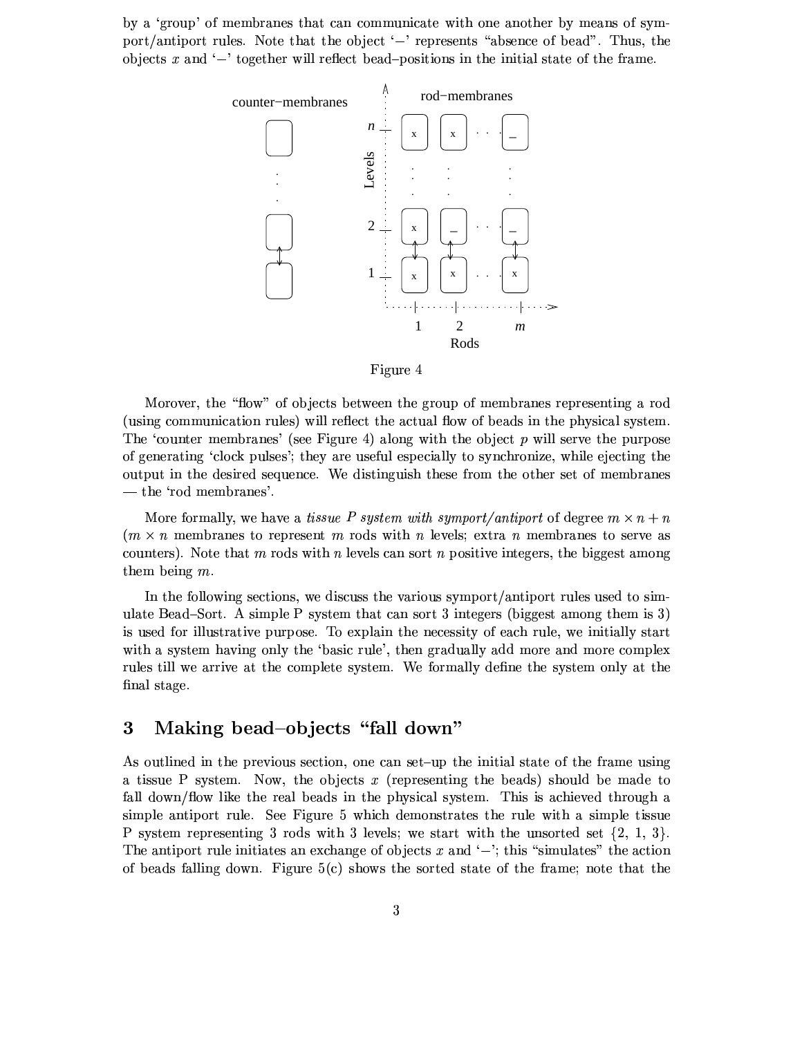by a 'group' of membranes that can communicate with one another by means of symport/antiport rules. Note that the object '−' represents "absence of bead". Thus, the objects $x$ and '−' together will reflect bead–positions in the initial state of the frame.

counter−membranes

rod−membranes

Levels

Rods

Figure 4

Morover, the "flow" of objects between the group of membranes representing a rod (using communication rules) will reflect the actual flow of beads in the physical system. The 'counter membranes' (see Figure 4) along with the object $p$ will serve the purpose of generating 'clock pulses'; they are useful especially to synchronize, while ejecting the output in the desired sequence. We distinguish these from the other set of membranes — the 'rod membranes'.

More formally, we have a *tissue P system with symport/antiport* of degree $m \times n + n$ ($m \times n$ membranes to represent $m$ rods with $n$ levels; extra $n$ membranes to serve as counters). Note that $m$ rods with $n$ levels can sort $n$ positive integers, the biggest among them being $m$.

In the following sections, we discuss the various symport/antiport rules used to simulate Bead–Sort. A simple P system that can sort 3 integers (biggest among them is 3) is used for illustrative purpose. To explain the necessity of each rule, we initially start with a system having only the 'basic rule', then gradually add more and more complex rules till we arrive at the complete system. We formally define the system only at the final stage.

## 3 Making bead–objects "fall down"

As outlined in the previous section, one can set–up the initial state of the frame using a tissue P system. Now, the objects $x$ (representing the beads) should be made to fall down/flow like the real beads in the physical system. This is achieved through a simple antiport rule. See Figure 5 which demonstrates the rule with a simple tissue P system representing 3 rods with 3 levels; we start with the unsorted set {2, 1, 3}. The antiport rule initiates an exchange of objects $x$ and '−'; this "simulates" the action of beads falling down. Figure 5(c) shows the sorted state of the frame; note that the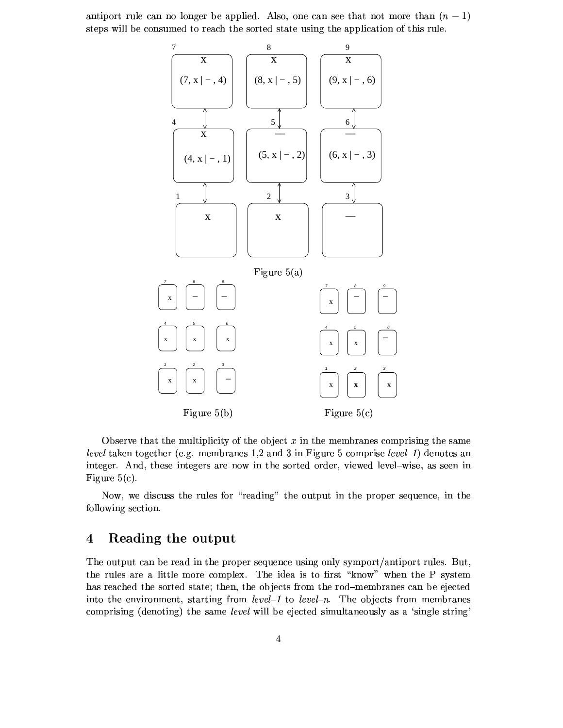antiport rule can no longer be applied. Also, one can see that not more than $(n-1)$ steps will be consumed to reach the sorted state using the application of this rule.

7
X
(7, x | – , 4)

8
X
(8, x | – , 5)

9
X
(9, x | – , 6)

4
X
(4, x | – , 1)

5
—
(5, x | – , 2)

6
—
(6, x | – , 3)

1
X

2
X

3
—

Figure 5(a)

7 8 9
x — —
4 5 6
x x x
1 2 3
x x —

7 8 9
x — —
4 5 6
x x —
1 2 3
x x x

Figure 5(b)

Figure 5(c)

Observe that the multiplicity of the object $x$ in the membranes comprising the same *level* taken together (e.g. membranes 1,2 and 3 in Figure 5 comprise *level–1*) denotes an integer. And, these integers are now in the sorted order, viewed level–wise, as seen in Figure 5(c).

Now, we discuss the rules for "reading" the output in the proper sequence, in the following section.

# 4 Reading the output

The output can be read in the proper sequence using only symport/antiport rules. But, the rules are a little more complex. The idea is to first "know" when the P system has reached the sorted state; then, the objects from the rod–membranes can be ejected into the environment, starting from *level–1* to *level–n*. The objects from membranes comprising (denoting) the same *level* will be ejected simultaneously as a 'single string'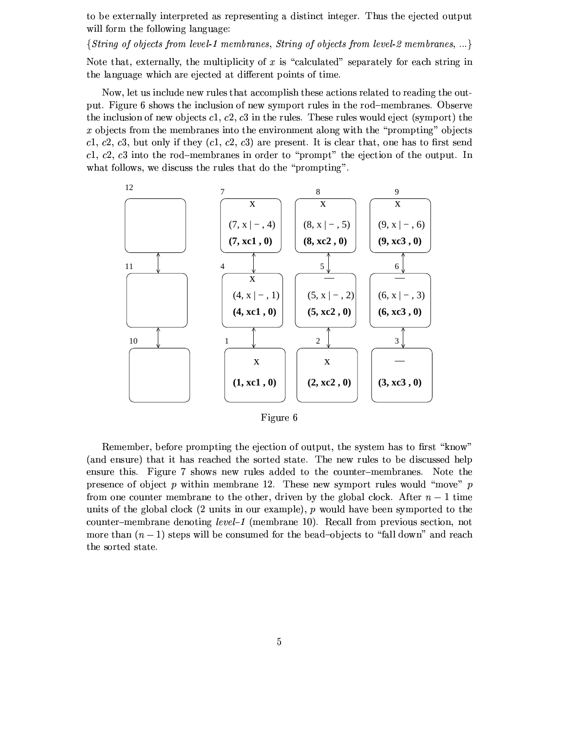to be externally interpreted as representing a distinct integer. Thus the ejected output will form the following language:

{*String of objects from level-1 membranes, String of objects from level-2 membranes, ...*}

Note that, externally, the multiplicity of $x$ is "calculated" separately for each string in the language which are ejected at different points of time.

Now, let us include new rules that accomplish these actions related to reading the output. Figure 6 shows the inclusion of new symport rules in the rod–membranes. Observe the inclusion of new objects $c1$, $c2$, $c3$ in the rules. These rules would eject (symport) the $x$ objects from the membranes into the environment along with the "prompting" objects $c1$, $c2$, $c3$, but only if they ($c1$, $c2$, $c3$) are present. It is clear that, one has to first send $c1$, $c2$, $c3$ into the rod–membranes in order to "prompt" the ejection of the output. In what follows, we discuss the rules that do the "prompting".

12

7
X
(7, x | − , 4)
**(7, xc1 , 0)**

8
X
(8, x | − , 5)
**(8, xc2 , 0)**

9
X
(9, x | − , 6)
**(9, xc3 , 0)**

11

4
X
(4, x | − , 1)
**(4, xc1 , 0)**

5
—
(5, x | − , 2)
**(5, xc2 , 0)**

6
—
(6, x | − , 3)
**(6, xc3 , 0)**

10

1
X
**(1, xc1 , 0)**

2
X
**(2, xc2 , 0)**

3
—
**(3, xc3 , 0)**

Figure 6

Remember, before prompting the ejection of output, the system has to first "know" (and ensure) that it has reached the sorted state. The new rules to be discussed help ensure this. Figure 7 shows new rules added to the counter–membranes. Note the presence of object $p$ within membrane 12. These new symport rules would "move" $p$ from one counter membrane to the other, driven by the global clock. After $n - 1$ time units of the global clock (2 units in our example), $p$ would have been symported to the counter–membrane denoting *level–1* (membrane 10). Recall from previous section, not more than $(n - 1)$ steps will be consumed for the bead–objects to "fall down" and reach the sorted state.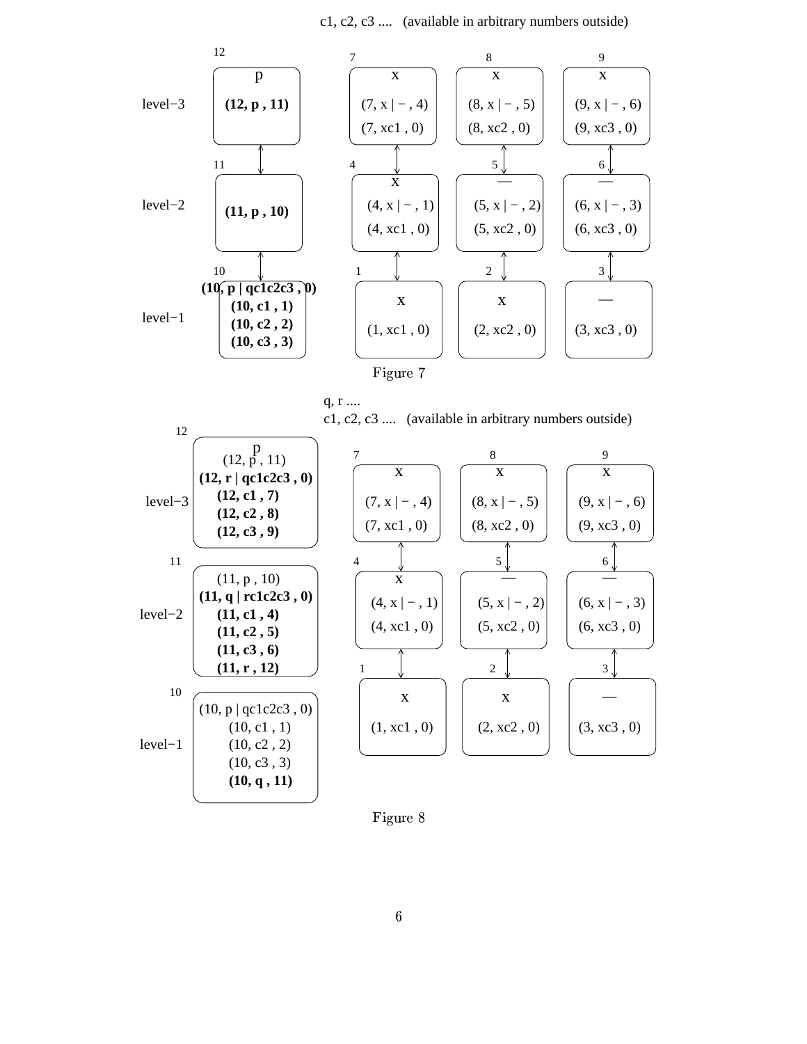c1, c2, c3 .... (available in arbitrary numbers outside)

12

p

level−3 **(12, p , 11)**

7 x (7, x | − , 4) (7, xc1 , 0)

8 x (8, x | − , 5) (8, xc2 , 0)

9 x (9, x | − , 6) (9, xc3 , 0)

11

level−2 **(11, p , 10)**

4 x (4, x | − , 1) (4, xc1 , 0)

5 — (5, x | − , 2) (5, xc2 , 0)

6 — (6, x | − , 3) (6, xc3 , 0)

10

level−1

**(10, p | qc1c2c3 , 0)**
**(10, c1 , 1)**
**(10, c2 , 2)**
**(10, c3 , 3)**

1 x (1, xc1 , 0)

2 x (2, xc2 , 0)

3 — (3, xc3 , 0)

Figure 7

q, r ....
c1, c2, c3 .... (available in arbitrary numbers outside)

12

p

level−3

(12, p , 11)
**(12, r | qc1c2c3 , 0)**
**(12, c1 , 7)**
**(12, c2 , 8)**
**(12, c3 , 9)**

7 x (7, x | − , 4) (7, xc1 , 0)

8 x (8, x | − , 5) (8, xc2 , 0)

9 x (9, x | − , 6) (9, xc3 , 0)

11

level−2

(11, p , 10)
**(11, q | rc1c2c3 , 0)**
**(11, c1 , 4)**
**(11, c2 , 5)**
**(11, c3 , 6)**
**(11, r , 12)**

4 x (4, x | − , 1) (4, xc1 , 0)

5 — (5, x | − , 2) (5, xc2 , 0)

6 — (6, x | − , 3) (6, xc3 , 0)

10

level−1

(10, p | qc1c2c3 , 0)
(10, c1 , 1)
(10, c2 , 2)
(10, c3 , 3)
**(10, q , 11)**

1 x (1, xc1 , 0)

2 x (2, xc2 , 0)

3 — (3, xc3 , 0)

Figure 8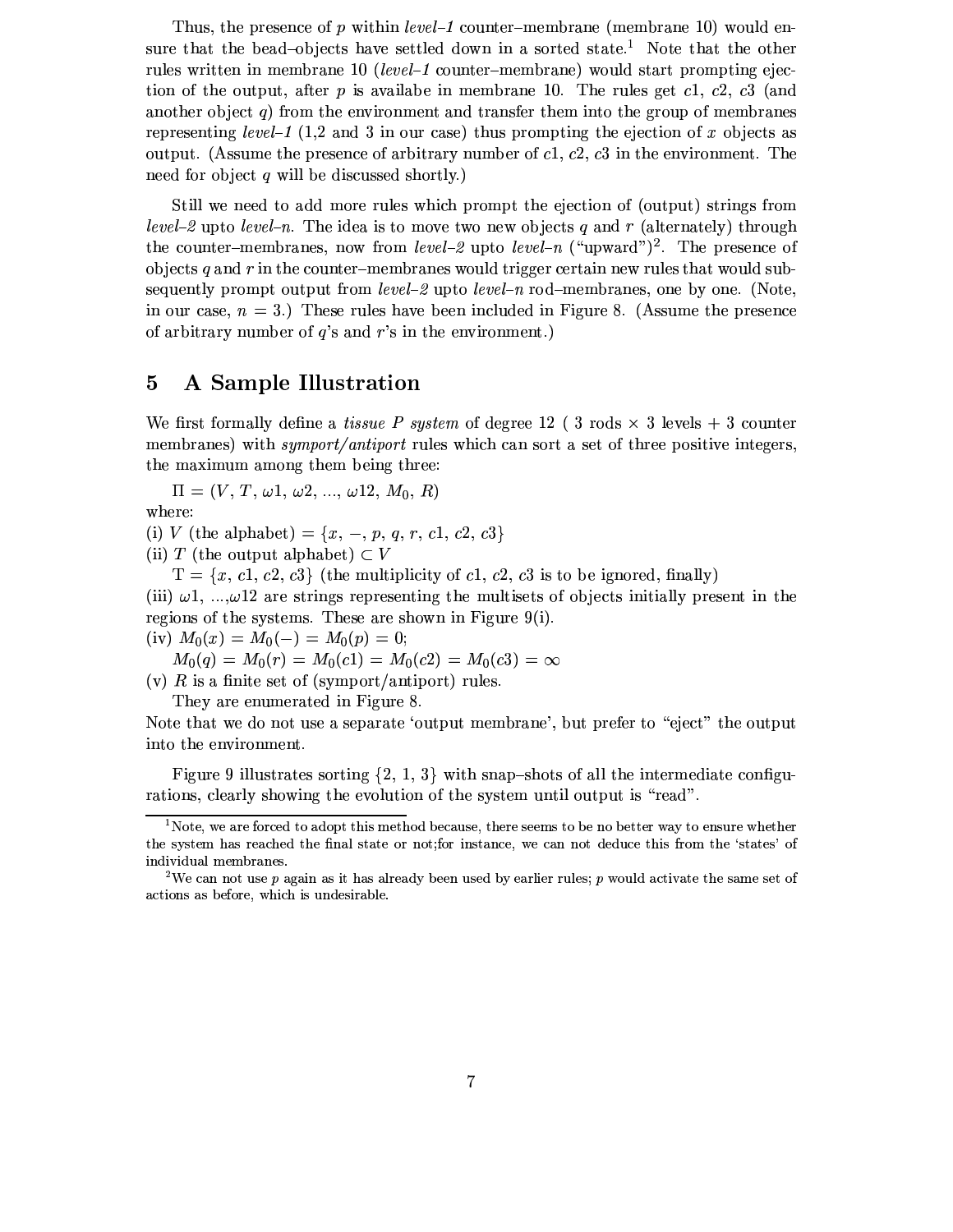Thus, the presence of $p$ within *level–1* counter–membrane (membrane 10) would ensure that the bead–objects have settled down in a sorted state.[1] Note that the other rules written in membrane 10 (*level–1* counter–membrane) would start prompting ejection of the output, after $p$ is availabe in membrane 10. The rules get $c1$, $c2$, $c3$ (and another object $q$) from the environment and transfer them into the group of membranes representing *level–1* (1,2 and 3 in our case) thus prompting the ejection of $x$ objects as output. (Assume the presence of arbitrary number of $c1$, $c2$, $c3$ in the environment. The need for object $q$ will be discussed shortly.)

Still we need to add more rules which prompt the ejection of (output) strings from *level–2* upto *level–n*. The idea is to move two new objects $q$ and $r$ (alternately) through the counter–membranes, now from *level–2* upto *level–n* ("upward")[2]. The presence of objects $q$ and $r$ in the counter–membranes would trigger certain new rules that would subsequently prompt output from *level–2* upto *level–n* rod–membranes, one by one. (Note, in our case, $n = 3$.) These rules have been included in Figure 8. (Assume the presence of arbitrary number of $q$'s and $r$'s in the environment.)

## 5 A Sample Illustration

We first formally define a *tissue P system* of degree 12 ( 3 rods × 3 levels + 3 counter membranes) with *symport/antiport* rules which can sort a set of three positive integers, the maximum among them being three:

$\Pi = (V, T, \omega 1, \omega 2, ..., \omega 12, M_0, R)$

where:

(i) $V$ (the alphabet) $= \{x, -, p, q, r, c1, c2, c3\}$

(ii) $T$ (the output alphabet) $\subset V$

$T = \{x, c1, c2, c3\}$ (the multiplicity of $c1$, $c2$, $c3$ is to be ignored, finally)

(iii) $\omega 1$, ...,$\omega 12$ are strings representing the multisets of objects initially present in the regions of the systems. These are shown in Figure 9(i).

(iv) $M_0(x) = M_0(-) = M_0(p) = 0$;

$M_0(q) = M_0(r) = M_0(c1) = M_0(c2) = M_0(c3) = \infty$

(v) $R$ is a finite set of (symport/antiport) rules.

They are enumerated in Figure 8.

Note that we do not use a separate 'output membrane', but prefer to "eject" the output into the environment.

Figure 9 illustrates sorting {2, 1, 3} with snap–shots of all the intermediate configurations, clearly showing the evolution of the system until output is "read".

---

[1] Note, we are forced to adopt this method because, there seems to be no better way to ensure whether the system has reached the final state or not;for instance, we can not deduce this from the 'states' of individual membranes.

[2] We can not use $p$ again as it has already been used by earlier rules; $p$ would activate the same set of actions as before, which is undesirable.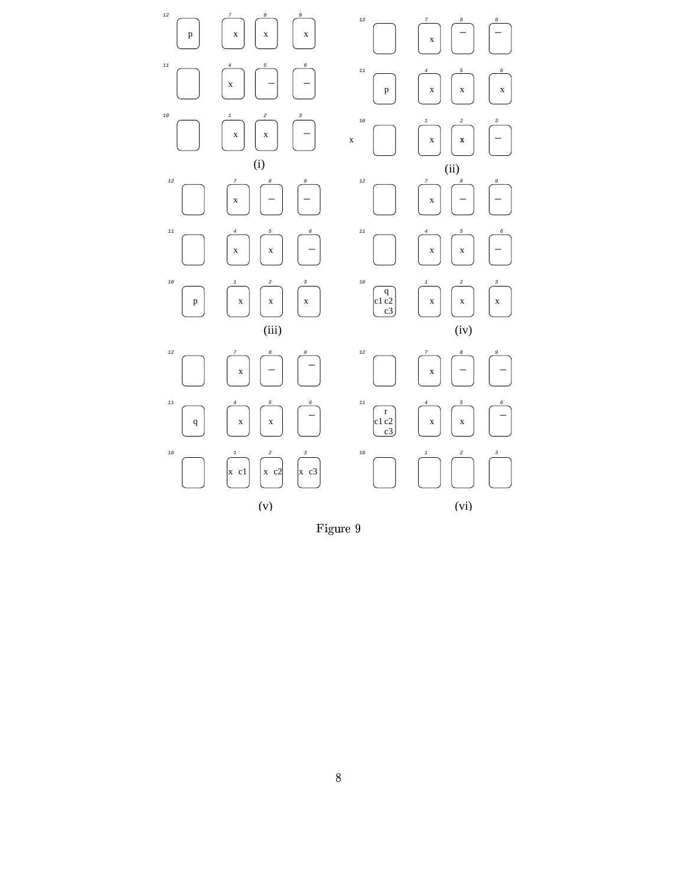12 7 8 9
p x x x
11 4 5 6
x − −
10 1 2 3
x x −

(i)

12 7 8 9
x − −
11 4 5 6
p x x x
10 1 2 3
x x x −

(ii)

12 7 8 9
x − −
11 4 5 6
x x −
10 1 2 3
p x x x

(iii)

12 7 8 9
x − −
11 4 5 6
x x −
10 1 2 3
q c1 c2 c3 x x x

(iv)

12 7 8 9
x − −
11 4 5 6
q x x −
10 1 2 3
x c1 x c2 x c3

(v)

12 7 8 9
x − −
11 4 5 6
r c1 c2 c3 x x −
10 1 2 3

(vi)

Figure 9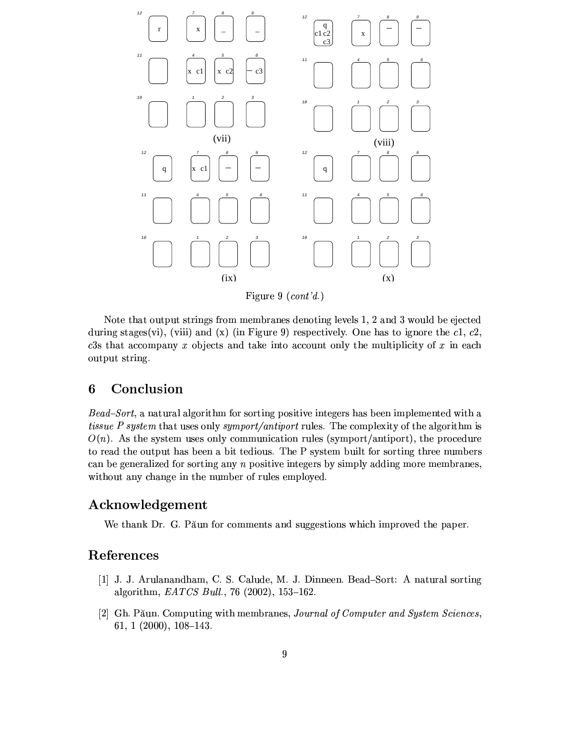(vii)

(viii)

(ix)

(x)

Figure 9 (*cont'd.*)

Note that output strings from membranes denoting levels 1, 2 and 3 would be ejected during stages(vi), (viii) and (x) (in Figure 9) respectively. One has to ignore the $c1$, $c2$, $c3$s that accompany $x$ objects and take into account only the multiplicity of $x$ in each output string.

## 6 Conclusion

*Bead–Sort*, a natural algorithm for sorting positive integers has been implemented with a *tissue P system* that uses only *symport/antiport* rules. The complexity of the algorithm is $O(n)$. As the system uses only communication rules (symport/antiport), the procedure to read the output has been a bit tedious. The P system built for sorting three numbers can be generalized for sorting any $n$ positive integers by simply adding more membranes, without any change in the number of rules employed.

## Acknowledgement

We thank Dr. G. Păun for comments and suggestions which improved the paper.

## References

[1] J. J. Arulanandham, C. S. Calude, M. J. Dinneen. Bead–Sort: A natural sorting algorithm, *EATCS Bull.*, 76 (2002), 153–162.

[2] Gh. Păun. Computing with membranes, *Journal of Computer and System Sciences*, 61, 1 (2000), 108–143.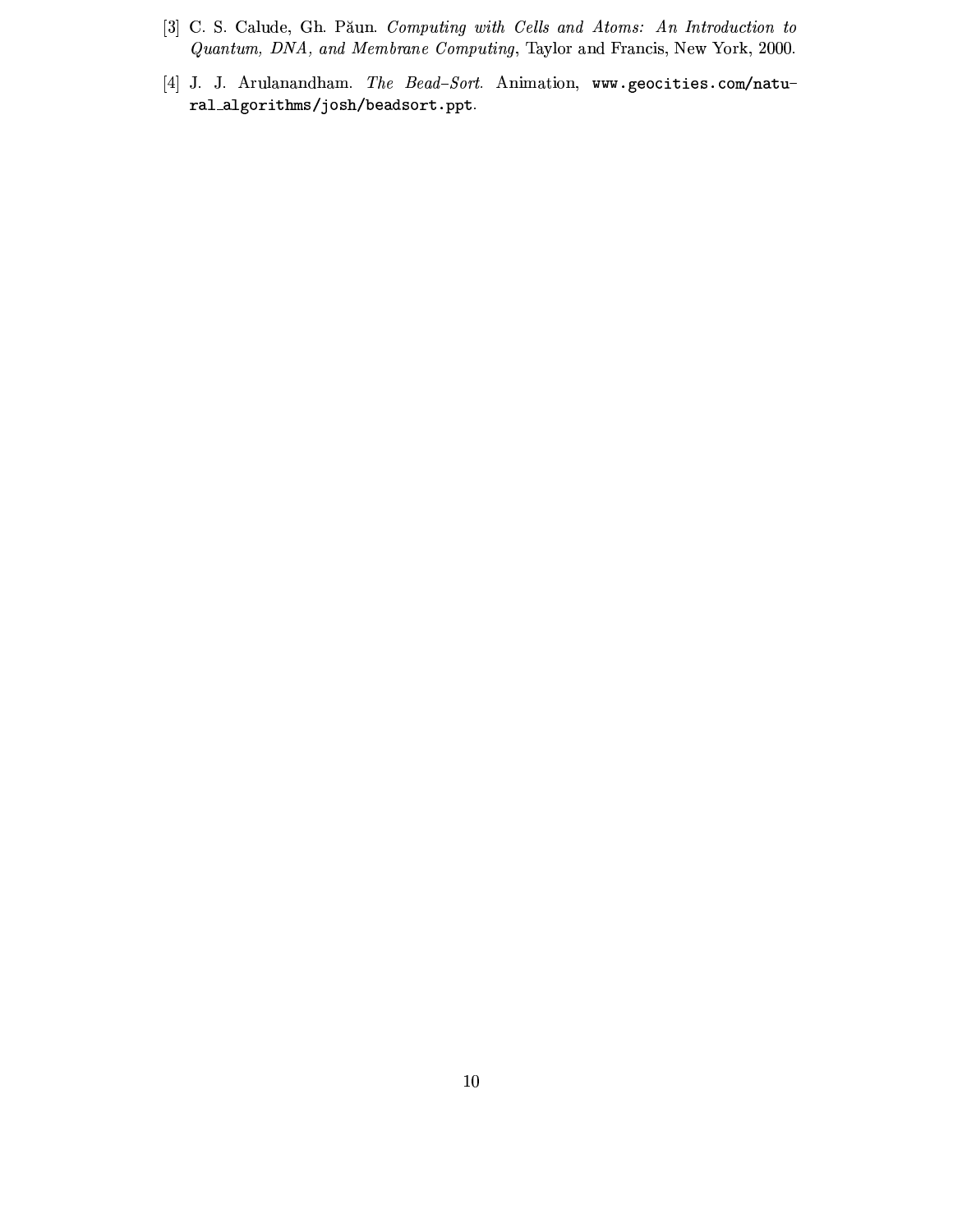[3] C. S. Calude, Gh. Păun. *Computing with Cells and Atoms: An Introduction to Quantum, DNA, and Membrane Computing*, Taylor and Francis, New York, 2000.

[4] J. J. Arulanandham. *The Bead–Sort.* Animation, `www.geocities.com/natural_algorithms/josh/beadsort.ppt`.